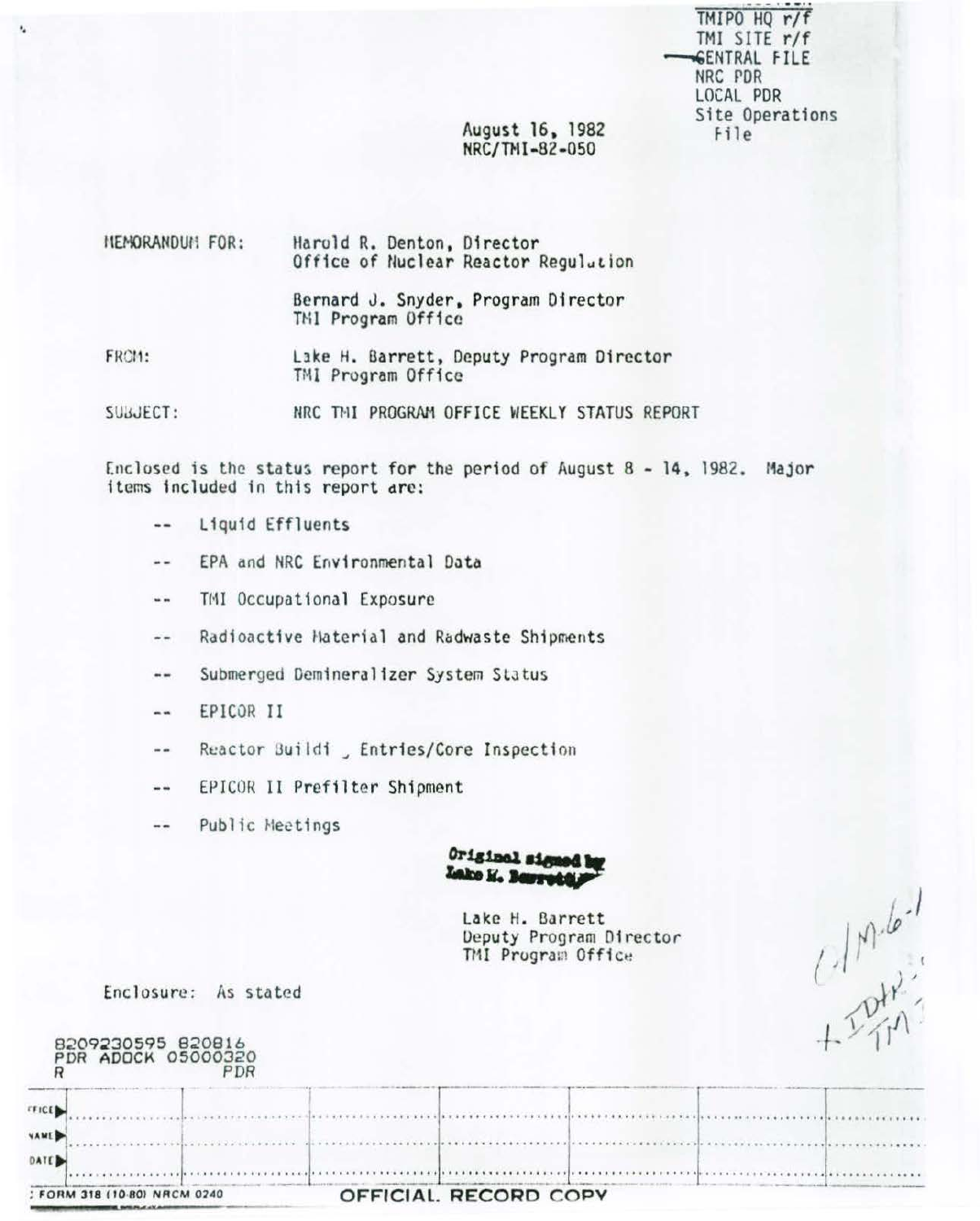TMIPO HQ r/f
TMI SITE r/f
CENTRAL FILE
NRC PDR
LOCAL PDR
Site Operations File

August 16, 1982
NRC/TMI-82-050

MEMORANDUM FOR: Harold R. Denton, Director
Office of Nuclear Reactor Regulation

Bernard J. Snyder, Program Director
TMI Program Office

FROM: Lake H. Barrett, Deputy Program Director
TMI Program Office

SUBJECT: NRC TMI PROGRAM OFFICE WEEKLY STATUS REPORT

Enclosed is the status report for the period of August 8 - 14, 1982. Major items included in this report are:

- Liquid Effluents
- EPA and NRC Environmental Data
- TMI Occupational Exposure
- Radioactive Material and Radwaste Shipments
- Submerged Demineralizer System Status
- EPICOR II
- Reactor Building Entries/Core Inspection
- EPICOR II Prefilter Shipment
- Public Meetings

Original signed by
Lake H. Barrett

Lake H. Barrett
Deputy Program Director
TMI Program Office

Enclosure: As stated

8209230595 820816
PDR ADOCK 05000320
R PDR

| OFFICE ▶ | | | | | | | |
|---|---|---|---|---|---|---|---|
| NAME ▶ | | | | | | | |
| DATE ▶ | | | | | | | |

FORM 318 (10-80) NRCM 0240 OFFICIAL RECORD COPY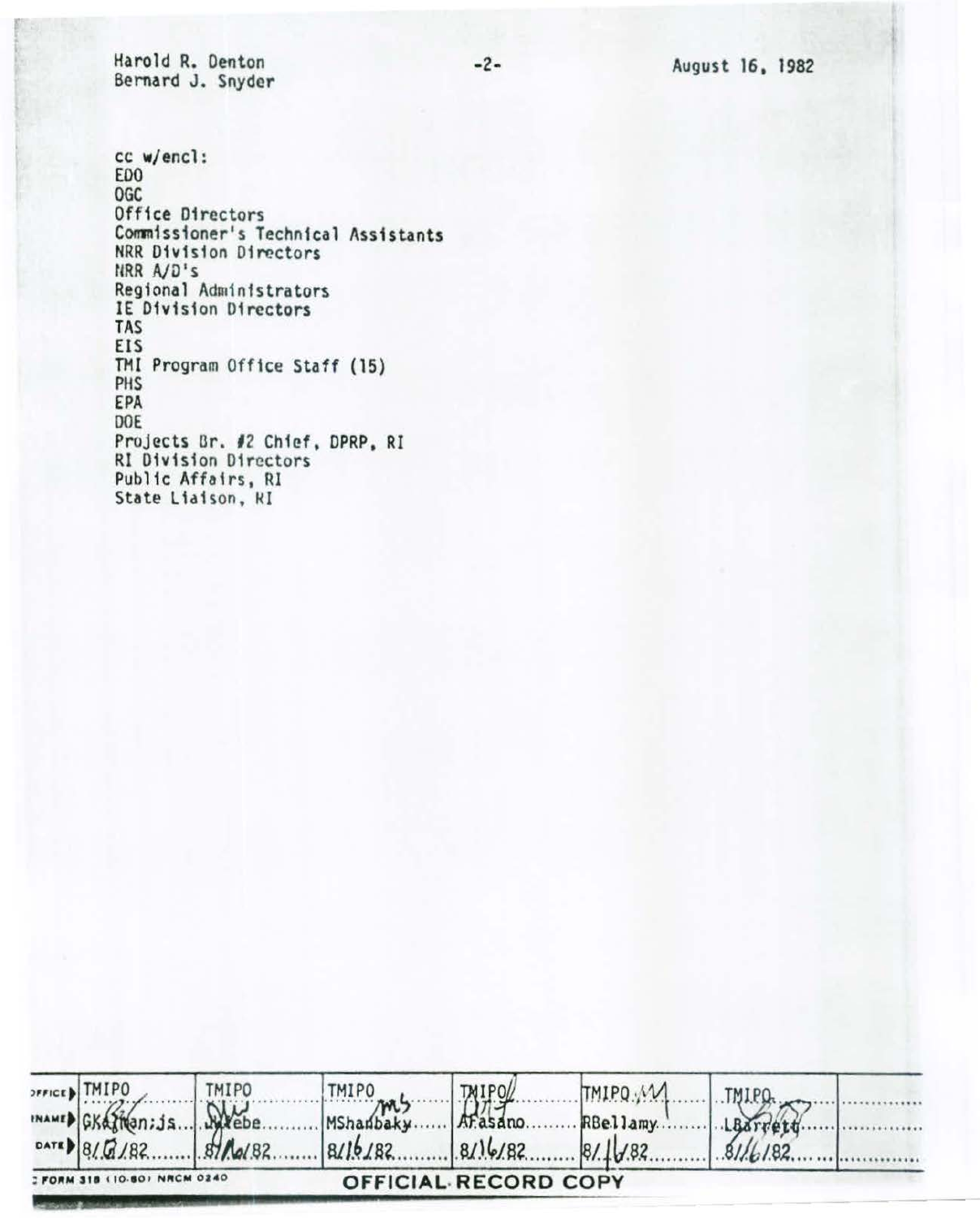Harold R. Denton
Bernard J. Snyder

August 16, 1982

cc w/encl:
EDO
OGC
Office Directors
Commissioner's Technical Assistants
NRR Division Directors
NRR A/D's
Regional Administrators
IE Division Directors
TAS
EIS
TMI Program Office Staff (15)
PHS
EPA
DOE
Projects Br. #2 Chief, DPRP, RI
RI Division Directors
Public Affairs, RI
State Liaison, RI

| OFFICE | TMIPO | TMIPO | TMIPO | TMIPO | TMIPO | TMIPO | |
|---|---|---|---|---|---|---|---|
| SURNAME | GKalman:js | JWiebe | MShanbaky | AFasano | RBellamy | LBarrett | |
| DATE | 8/ /82 | 8/ /82 | 8/16/82 | 8/16/82 | 8/ /82 | 8/16/82 | |

FORM 318 (10-80) NRCM 0240

OFFICIAL RECORD COPY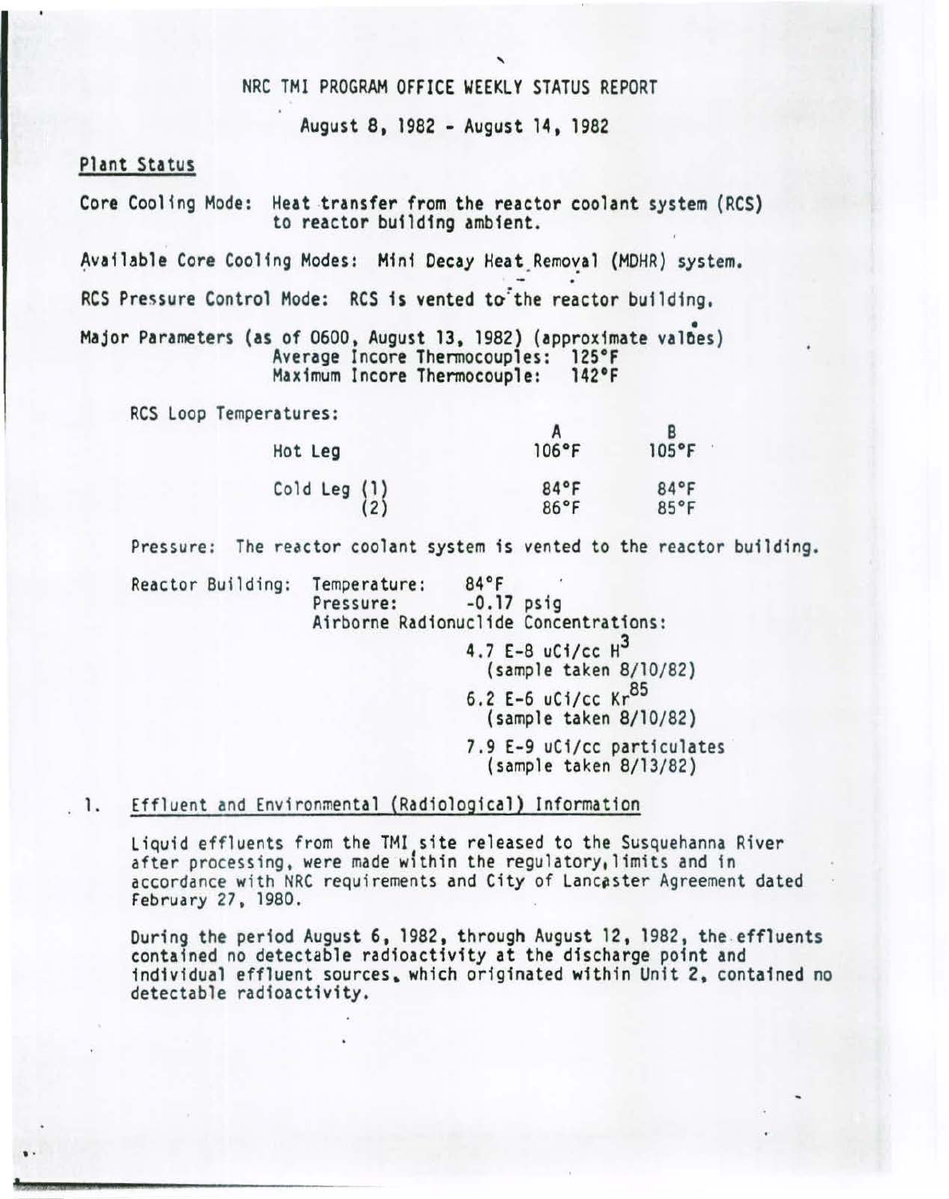NRC TMI PROGRAM OFFICE WEEKLY STATUS REPORT

August 8, 1982 - August 14, 1982

## Plant Status

Core Cooling Mode: Heat transfer from the reactor coolant system (RCS) to reactor building ambient.

Available Core Cooling Modes: Mini Decay Heat Removal (MDHR) system.

RCS Pressure Control Mode: RCS is vented to the reactor building.

Major Parameters (as of 0600, August 13, 1982) (approximate values)
Average Incore Thermocouples: 125°F
Maximum Incore Thermocouple: 142°F

RCS Loop Temperatures:

| | | A | B |
|---|---|---|---|
| Hot Leg | | 106°F | 105°F |
| Cold Leg | (1) | 84°F | 84°F |
| | (2) | 86°F | 85°F |

Pressure: The reactor coolant system is vented to the reactor building.

Reactor Building: Temperature: 84°F
Pressure: -0.17 psig
Airborne Radionuclide Concentrations:

4.7 E-8 uCi/cc $H^3$ (sample taken 8/10/82)

6.2 E-6 uCi/cc $Kr^{85}$ (sample taken 8/10/82)

7.9 E-9 uCi/cc particulates (sample taken 8/13/82)

## 1. Effluent and Environmental (Radiological) Information

Liquid effluents from the TMI site released to the Susquehanna River after processing, were made within the regulatory limits and in accordance with NRC requirements and City of Lancaster Agreement dated February 27, 1980.

During the period August 6, 1982, through August 12, 1982, the effluents contained no detectable radioactivity at the discharge point and individual effluent sources, which originated within Unit 2, contained no detectable radioactivity.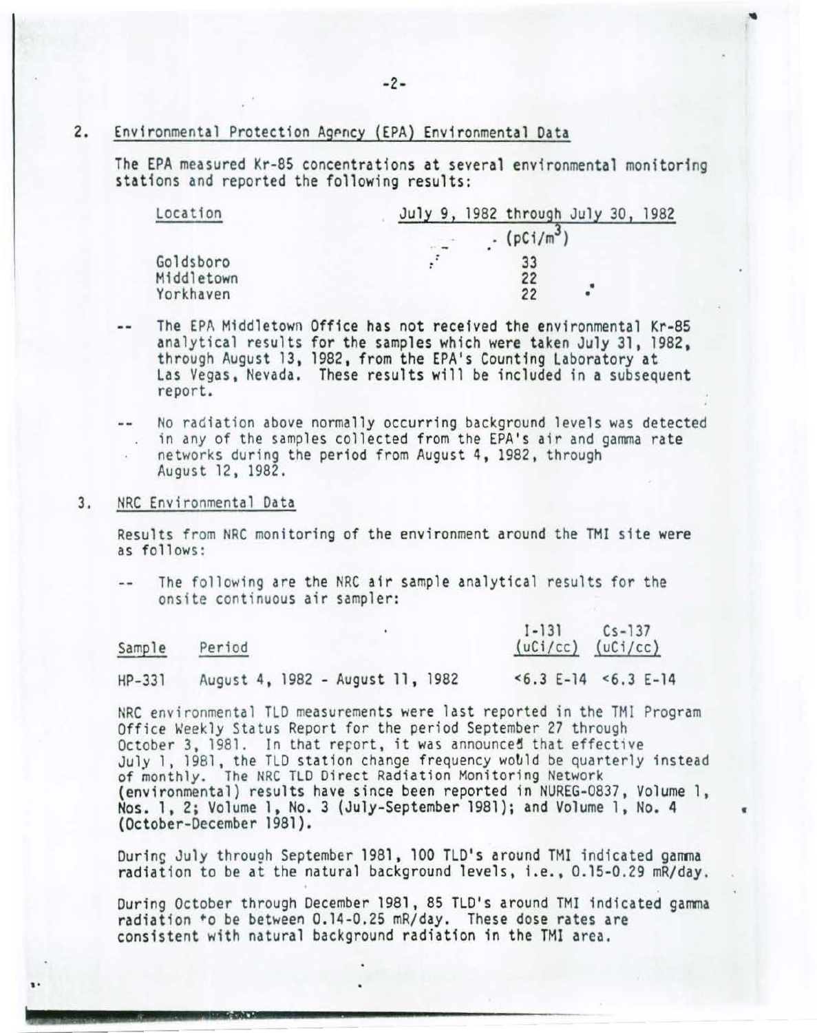2. Environmental Protection Agency (EPA) Environmental Data

The EPA measured Kr-85 concentrations at several environmental monitoring stations and reported the following results:

| Location | July 9, 1982 through July 30, 1982 |
|---|---|
| | ($pCi/m^3$) |
| Goldsboro | 33 |
| Middletown | 22 |
| Yorkhaven | 22 |

-- The EPA Middletown Office has not received the environmental Kr-85 analytical results for the samples which were taken July 31, 1982, through August 13, 1982, from the EPA's Counting Laboratory at Las Vegas, Nevada. These results will be included in a subsequent report.

-- No radiation above normally occurring background levels was detected in any of the samples collected from the EPA's air and gamma rate networks during the period from August 4, 1982, through August 12, 1982.

3. NRC Environmental Data

Results from NRC monitoring of the environment around the TMI site were as follows:

-- The following are the NRC air sample analytical results for the onsite continuous air sampler:

| Sample | Period | I-131 (uCi/cc) | Cs-137 (uCi/cc) |
|---|---|---|---|
| HP-331 | August 4, 1982 - August 11, 1982 | <6.3 E-14 | <6.3 E-14 |

NRC environmental TLD measurements were last reported in the TMI Program Office Weekly Status Report for the period September 27 through October 3, 1981. In that report, it was announced that effective July 1, 1981, the TLD station change frequency would be quarterly instead of monthly. The NRC TLD Direct Radiation Monitoring Network (environmental) results have since been reported in NUREG-0837, Volume 1, Nos. 1, 2; Volume 1, No. 3 (July-September 1981); and Volume 1, No. 4 (October-December 1981).

During July through September 1981, 100 TLD's around TMI indicated gamma radiation to be at the natural background levels, i.e., 0.15-0.29 mR/day.

During October through December 1981, 85 TLD's around TMI indicated gamma radiation to be between 0.14-0.25 mR/day. These dose rates are consistent with natural background radiation in the TMI area.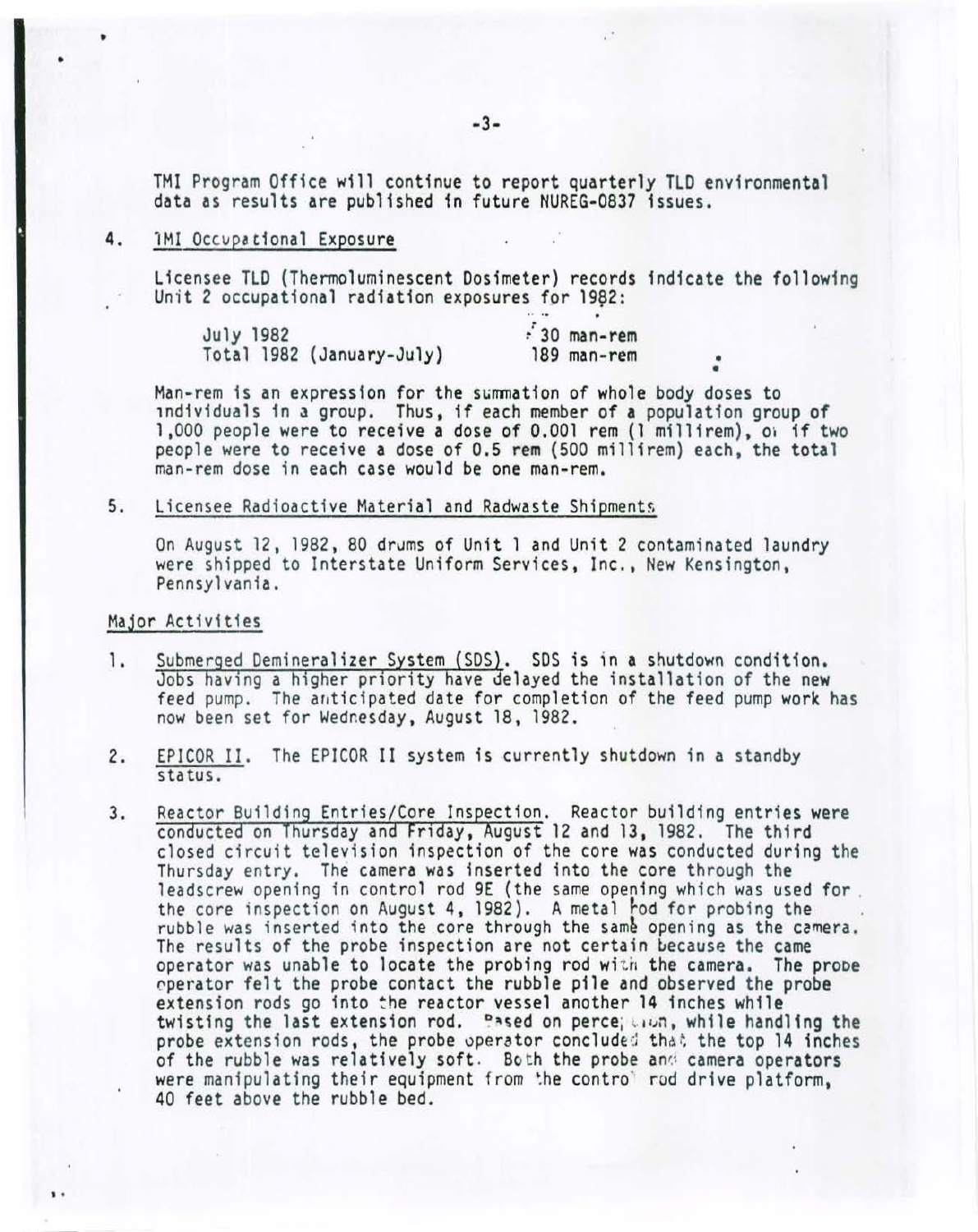TMI Program Office will continue to report quarterly TLD environmental data as results are published in future NUREG-0837 issues.

4. TMI Occupational Exposure

   Licensee TLD (Thermoluminescent Dosimeter) records indicate the following Unit 2 occupational radiation exposures for 1982:

   | | |
   |---|---|
   | July 1982 | 30 man-rem |
   | Total 1982 (January-July) | 189 man-rem |

   Man-rem is an expression for the summation of whole body doses to individuals in a group. Thus, if each member of a population group of 1,000 people were to receive a dose of 0.001 rem (1 millirem), or if two people were to receive a dose of 0.5 rem (500 millirem) each, the total man-rem dose in each case would be one man-rem.

5. Licensee Radioactive Material and Radwaste Shipments

   On August 12, 1982, 80 drums of Unit 1 and Unit 2 contaminated laundry were shipped to Interstate Uniform Services, Inc., New Kensington, Pennsylvania.

## Major Activities

1. Submerged Demineralizer System (SDS). SDS is in a shutdown condition. Jobs having a higher priority have delayed the installation of the new feed pump. The anticipated date for completion of the feed pump work has now been set for Wednesday, August 18, 1982.

2. EPICOR II. The EPICOR II system is currently shutdown in a standby status.

3. Reactor Building Entries/Core Inspection. Reactor building entries were conducted on Thursday and Friday, August 12 and 13, 1982. The third closed circuit television inspection of the core was conducted during the Thursday entry. The camera was inserted into the core through the leadscrew opening in control rod 9E (the same opening which was used for the core inspection on August 4, 1982). A metal rod for probing the rubble was inserted into the core through the same opening as the camera. The results of the probe inspection are not certain because the came operator was unable to locate the probing rod with the camera. The probe operator felt the probe contact the rubble pile and observed the probe extension rods go into the reactor vessel another 14 inches while twisting the last extension rod. Based on perception, while handling the probe extension rods, the probe operator concluded that the top 14 inches of the rubble was relatively soft. Both the probe and camera operators were manipulating their equipment from the control rod drive platform, 40 feet above the rubble bed.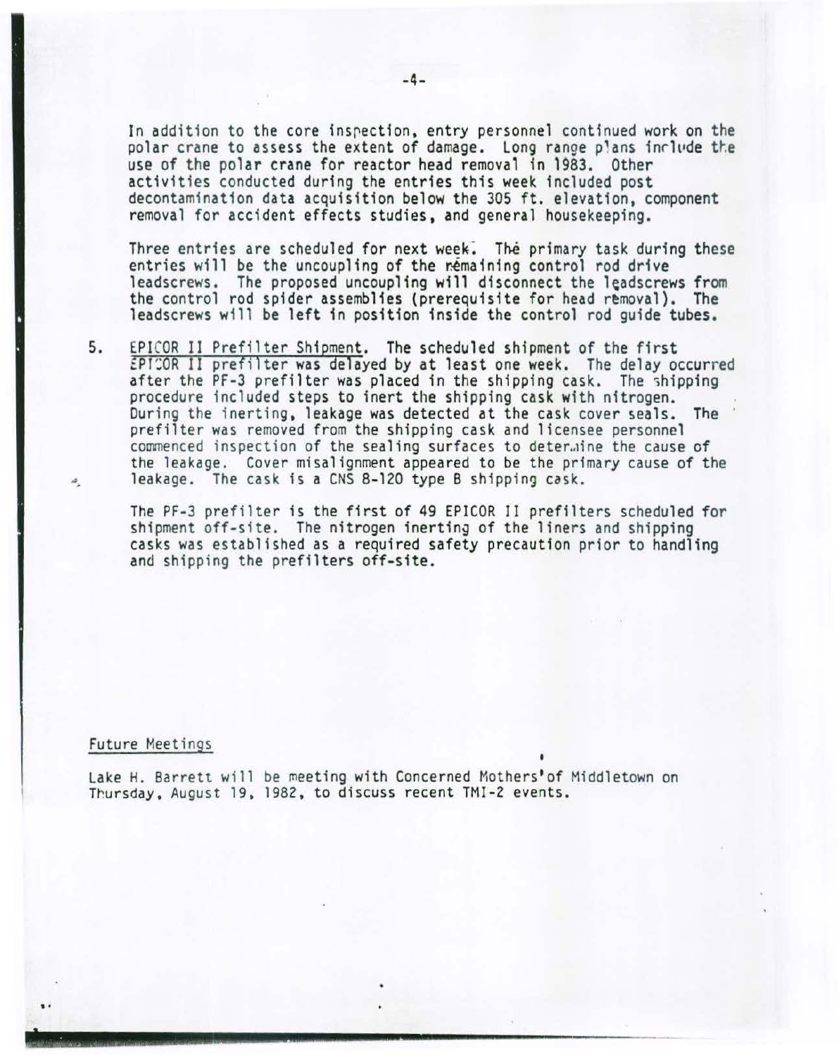In addition to the core inspection, entry personnel continued work on the polar crane to assess the extent of damage. Long range plans include the use of the polar crane for reactor head removal in 1983. Other activities conducted during the entries this week included post decontamination data acquisition below the 305 ft. elevation, component removal for accident effects studies, and general housekeeping.

Three entries are scheduled for next week. The primary task during these entries will be the uncoupling of the remaining control rod drive leadscrews. The proposed uncoupling will disconnect the leadscrews from the control rod spider assemblies (prerequisite for head removal). The leadscrews will be left in position inside the control rod guide tubes.

5. EPICOR II Prefilter Shipment. The scheduled shipment of the first EPICOR II prefilter was delayed by at least one week. The delay occurred after the PF-3 prefilter was placed in the shipping cask. The shipping procedure included steps to inert the shipping cask with nitrogen. During the inerting, leakage was detected at the cask cover seals. The prefilter was removed from the shipping cask and licensee personnel commenced inspection of the sealing surfaces to determine the cause of the leakage. Cover misalignment appeared to be the primary cause of the leakage. The cask is a CNS 8-120 type B shipping cask.

   The PF-3 prefilter is the first of 49 EPICOR II prefilters scheduled for shipment off-site. The nitrogen inerting of the liners and shipping casks was established as a required safety precaution prior to handling and shipping the prefilters off-site.

## Future Meetings

Lake H. Barrett will be meeting with Concerned Mothers of Middletown on Thursday, August 19, 1982, to discuss recent TMI-2 events.